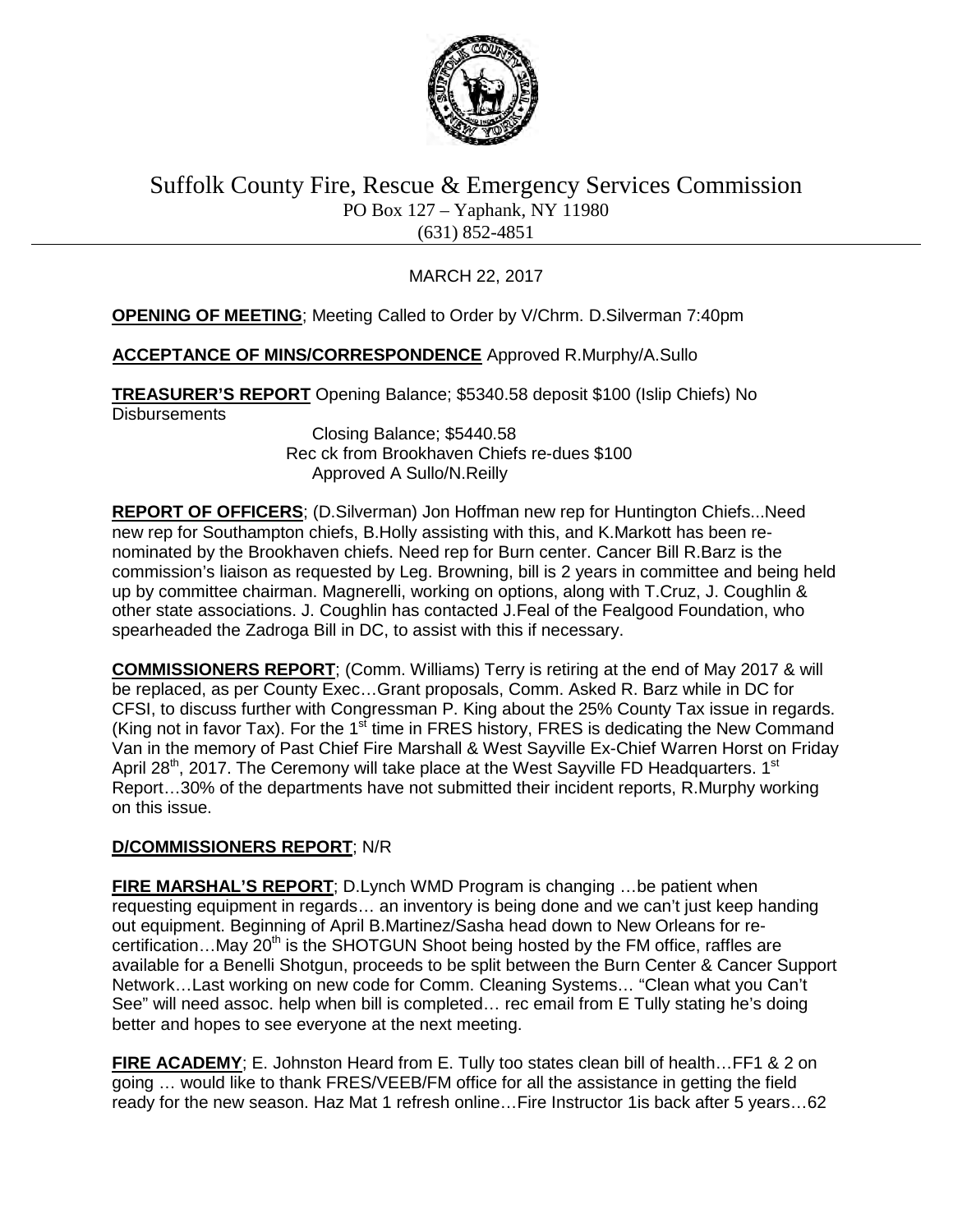# Suffolk County Fire, Rescue & Emergency Services Commission

PO Box 127 – Yaphank, NY 11980
(631) 852-4851

MARCH 22, 2017

**OPENING OF MEETING**; Meeting Called to Order by V/Chrm. D.Silverman 7:40pm

**ACCEPTANCE OF MINS/CORRESPONDENCE** Approved R.Murphy/A.Sullo

**TREASURER'S REPORT** Opening Balance; $5340.58 deposit $100 (Islip Chiefs) No Disbursements
Closing Balance; $5440.58
Rec ck from Brookhaven Chiefs re-dues $100
Approved A Sullo/N.Reilly

**REPORT OF OFFICERS**; (D.Silverman) Jon Hoffman new rep for Huntington Chiefs...Need new rep for Southampton chiefs, B.Holly assisting with this, and K.Markott has been re-nominated by the Brookhaven chiefs. Need rep for Burn center. Cancer Bill R.Barz is the commission's liaison as requested by Leg. Browning, bill is 2 years in committee and being held up by committee chairman. Magnerelli, working on options, along with T.Cruz, J. Coughlin & other state associations. J. Coughlin has contacted J.Feal of the Fealgood Foundation, who spearheaded the Zadroga Bill in DC, to assist with this if necessary.

**COMMISSIONERS REPORT**; (Comm. Williams) Terry is retiring at the end of May 2017 & will be replaced, as per County Exec…Grant proposals, Comm. Asked R. Barz while in DC for CFSI, to discuss further with Congressman P. King about the 25% County Tax issue in regards. (King not in favor Tax). For the 1st time in FRES history, FRES is dedicating the New Command Van in the memory of Past Chief Fire Marshall & West Sayville Ex-Chief Warren Horst on Friday April 28th, 2017. The Ceremony will take place at the West Sayville FD Headquarters. 1st Report…30% of the departments have not submitted their incident reports, R.Murphy working on this issue.

**D/COMMISSIONERS REPORT**; N/R

**FIRE MARSHAL'S REPORT**; D.Lynch WMD Program is changing …be patient when requesting equipment in regards… an inventory is being done and we can't just keep handing out equipment. Beginning of April B.Martinez/Sasha head down to New Orleans for re-certification…May 20th is the SHOTGUN Shoot being hosted by the FM office, raffles are available for a Benelli Shotgun, proceeds to be split between the Burn Center & Cancer Support Network…Last working on new code for Comm. Cleaning Systems… "Clean what you Can't See" will need assoc. help when bill is completed… rec email from E Tully stating he's doing better and hopes to see everyone at the next meeting.

**FIRE ACADEMY**; E. Johnston Heard from E. Tully too states clean bill of health…FF1 & 2 on going … would like to thank FRES/VEEB/FM office for all the assistance in getting the field ready for the new season. Haz Mat 1 refresh online…Fire Instructor 1is back after 5 years…62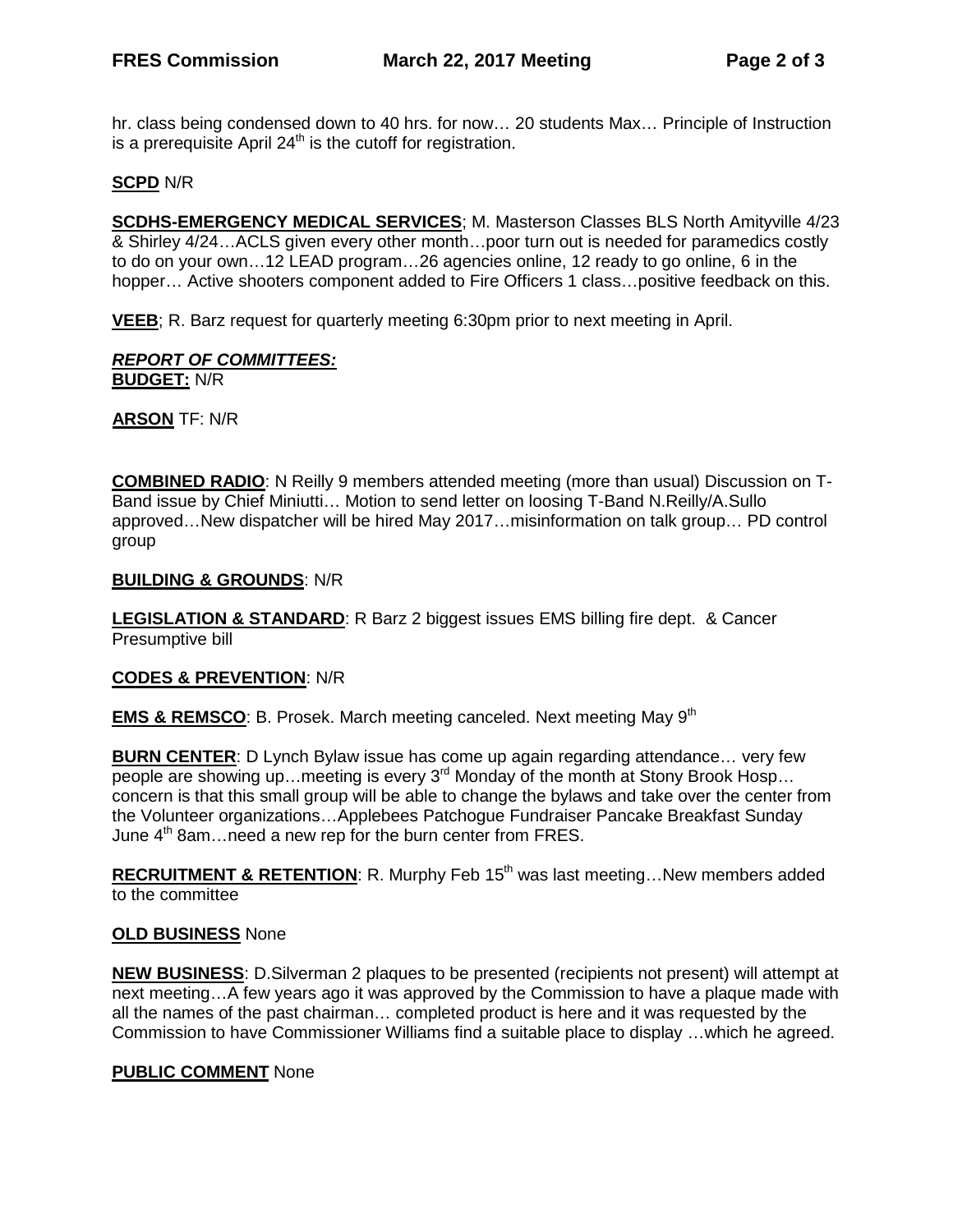hr. class being condensed down to 40 hrs. for now… 20 students Max… Principle of Instruction is a prerequisite April 24th is the cutoff for registration.

**SCPD** N/R

**SCDHS-EMERGENCY MEDICAL SERVICES**; M. Masterson Classes BLS North Amityville 4/23 & Shirley 4/24…ACLS given every other month…poor turn out is needed for paramedics costly to do on your own…12 LEAD program…26 agencies online, 12 ready to go online, 6 in the hopper… Active shooters component added to Fire Officers 1 class…positive feedback on this.

**VEEB**; R. Barz request for quarterly meeting 6:30pm prior to next meeting in April.

***REPORT OF COMMITTEES:***

**BUDGET:** N/R

**ARSON** TF: N/R

**COMBINED RADIO**: N Reilly 9 members attended meeting (more than usual) Discussion on T-Band issue by Chief Miniutti… Motion to send letter on loosing T-Band N.Reilly/A.Sullo approved…New dispatcher will be hired May 2017…misinformation on talk group… PD control group

**BUILDING & GROUNDS**: N/R

**LEGISLATION & STANDARD**: R Barz 2 biggest issues EMS billing fire dept. & Cancer Presumptive bill

**CODES & PREVENTION**: N/R

**EMS & REMSCO**: B. Prosek. March meeting canceled. Next meeting May 9th

**BURN CENTER**: D Lynch Bylaw issue has come up again regarding attendance… very few people are showing up…meeting is every 3rd Monday of the month at Stony Brook Hosp… concern is that this small group will be able to change the bylaws and take over the center from the Volunteer organizations…Applebees Patchogue Fundraiser Pancake Breakfast Sunday June 4th 8am…need a new rep for the burn center from FRES.

**RECRUITMENT & RETENTION**: R. Murphy Feb 15th was last meeting…New members added to the committee

**OLD BUSINESS** None

**NEW BUSINESS**: D.Silverman 2 plaques to be presented (recipients not present) will attempt at next meeting…A few years ago it was approved by the Commission to have a plaque made with all the names of the past chairman… completed product is here and it was requested by the Commission to have Commissioner Williams find a suitable place to display …which he agreed.

**PUBLIC COMMENT** None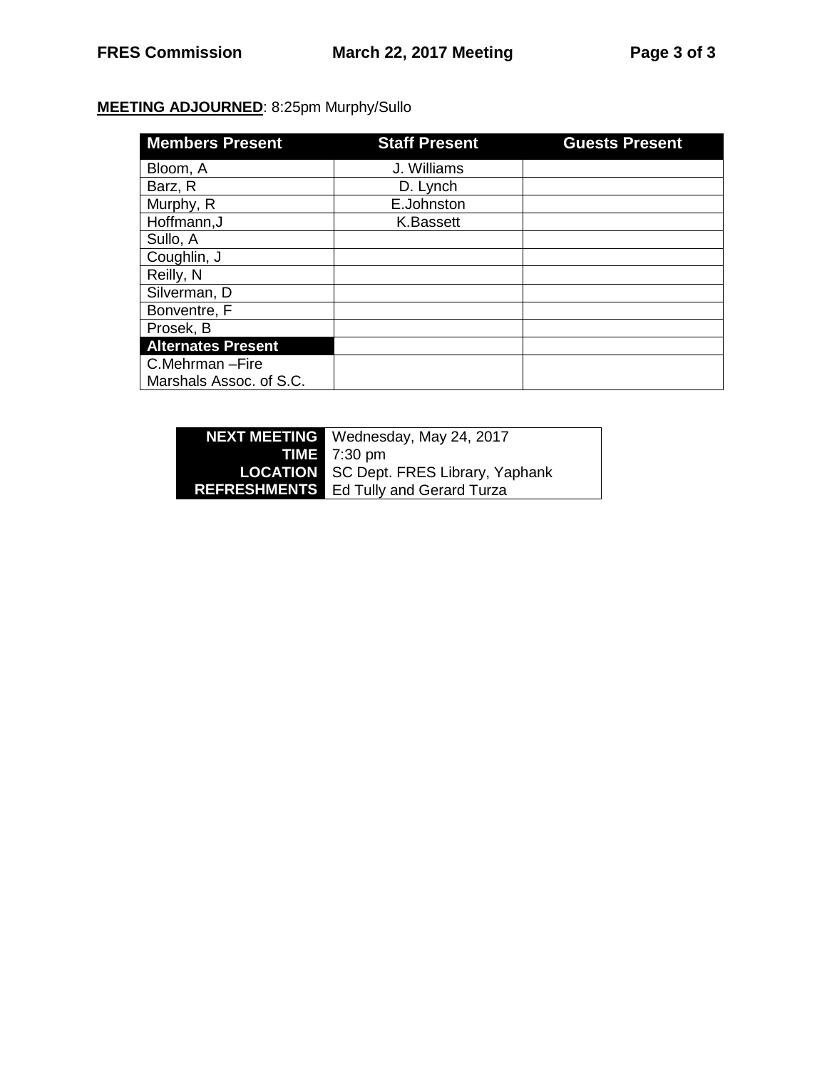**MEETING ADJOURNED**: 8:25pm Murphy/Sullo

| Members Present | Staff Present | Guests Present |
|---|---|---|
| Bloom, A | J. Williams | |
| Barz, R | D. Lynch | |
| Murphy, R | E.Johnston | |
| Hoffmann,J | K.Bassett | |
| Sullo, A | | |
| Coughlin, J | | |
| Reilly, N | | |
| Silverman, D | | |
| Bonventre, F | | |
| Prosek, B | | |
| **Alternates Present** | | |
| C.Mehrman –Fire Marshals Assoc. of S.C. | | |

| | |
|---|---|
| **NEXT MEETING** | Wednesday, May 24, 2017 |
| **TIME** | 7:30 pm |
| **LOCATION** | SC Dept. FRES Library, Yaphank |
| **REFRESHMENTS** | Ed Tully and Gerard Turza |